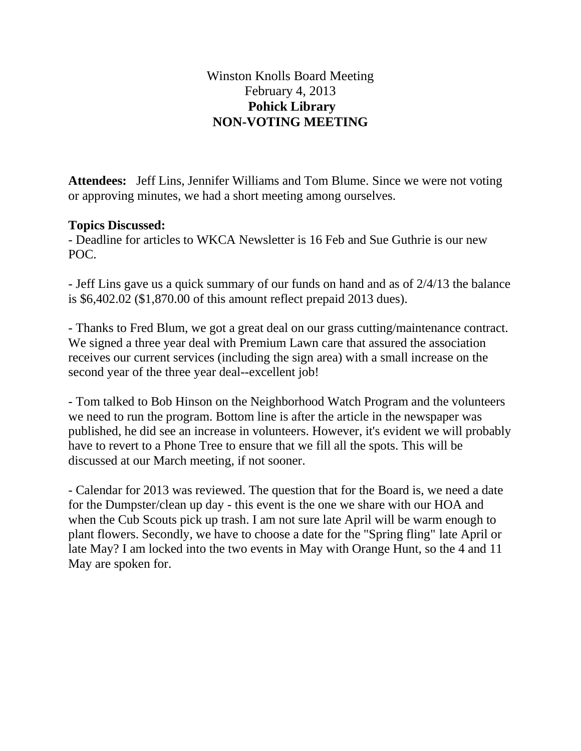# Winston Knolls Board Meeting

February 4, 2013

**Pohick Library**

**NON-VOTING MEETING**

**Attendees:** Jeff Lins, Jennifer Williams and Tom Blume. Since we were not voting or approving minutes, we had a short meeting among ourselves.

**Topics Discussed:**

- Deadline for articles to WKCA Newsletter is 16 Feb and Sue Guthrie is our new POC.

- Jeff Lins gave us a quick summary of our funds on hand and as of 2/4/13 the balance is $6,402.02 ($1,870.00 of this amount reflect prepaid 2013 dues).

- Thanks to Fred Blum, we got a great deal on our grass cutting/maintenance contract. We signed a three year deal with Premium Lawn care that assured the association receives our current services (including the sign area) with a small increase on the second year of the three year deal--excellent job!

- Tom talked to Bob Hinson on the Neighborhood Watch Program and the volunteers we need to run the program. Bottom line is after the article in the newspaper was published, he did see an increase in volunteers. However, it's evident we will probably have to revert to a Phone Tree to ensure that we fill all the spots. This will be discussed at our March meeting, if not sooner.

- Calendar for 2013 was reviewed. The question that for the Board is, we need a date for the Dumpster/clean up day - this event is the one we share with our HOA and when the Cub Scouts pick up trash. I am not sure late April will be warm enough to plant flowers. Secondly, we have to choose a date for the "Spring fling" late April or late May? I am locked into the two events in May with Orange Hunt, so the 4 and 11 May are spoken for.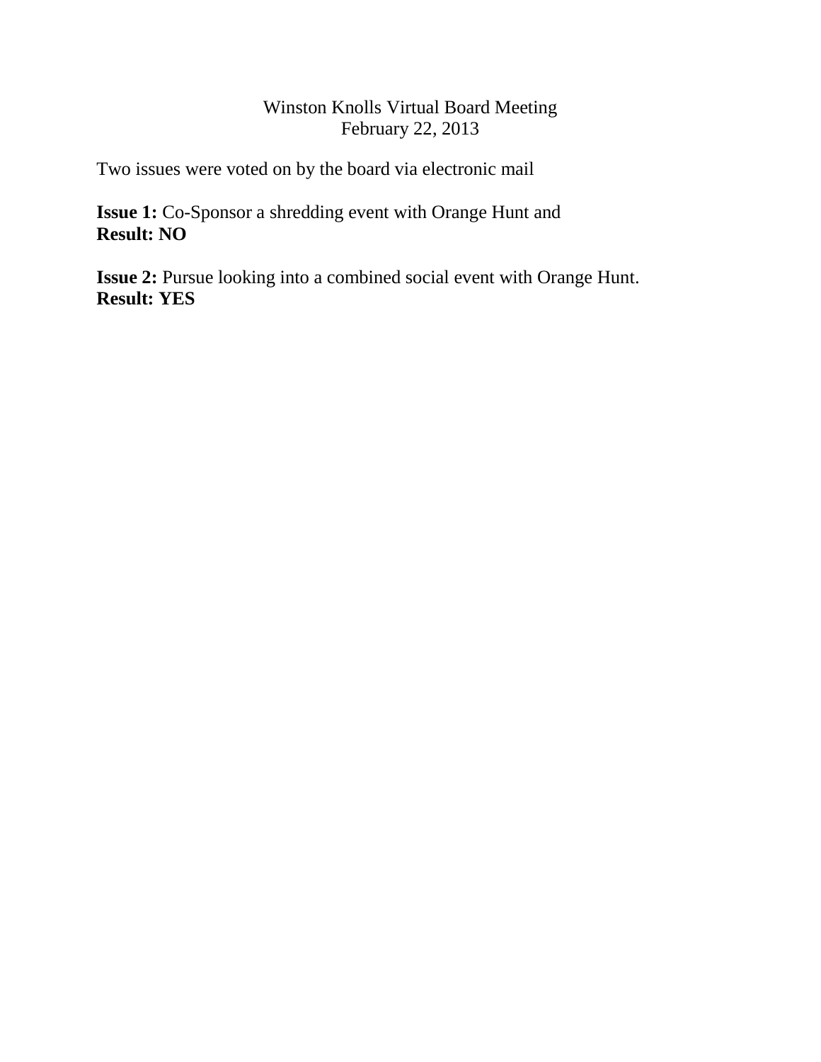Winston Knolls Virtual Board Meeting
February 22, 2013

Two issues were voted on by the board via electronic mail

**Issue 1:** Co-Sponsor a shredding event with Orange Hunt and
**Result: NO**

**Issue 2:** Pursue looking into a combined social event with Orange Hunt.
**Result: YES**